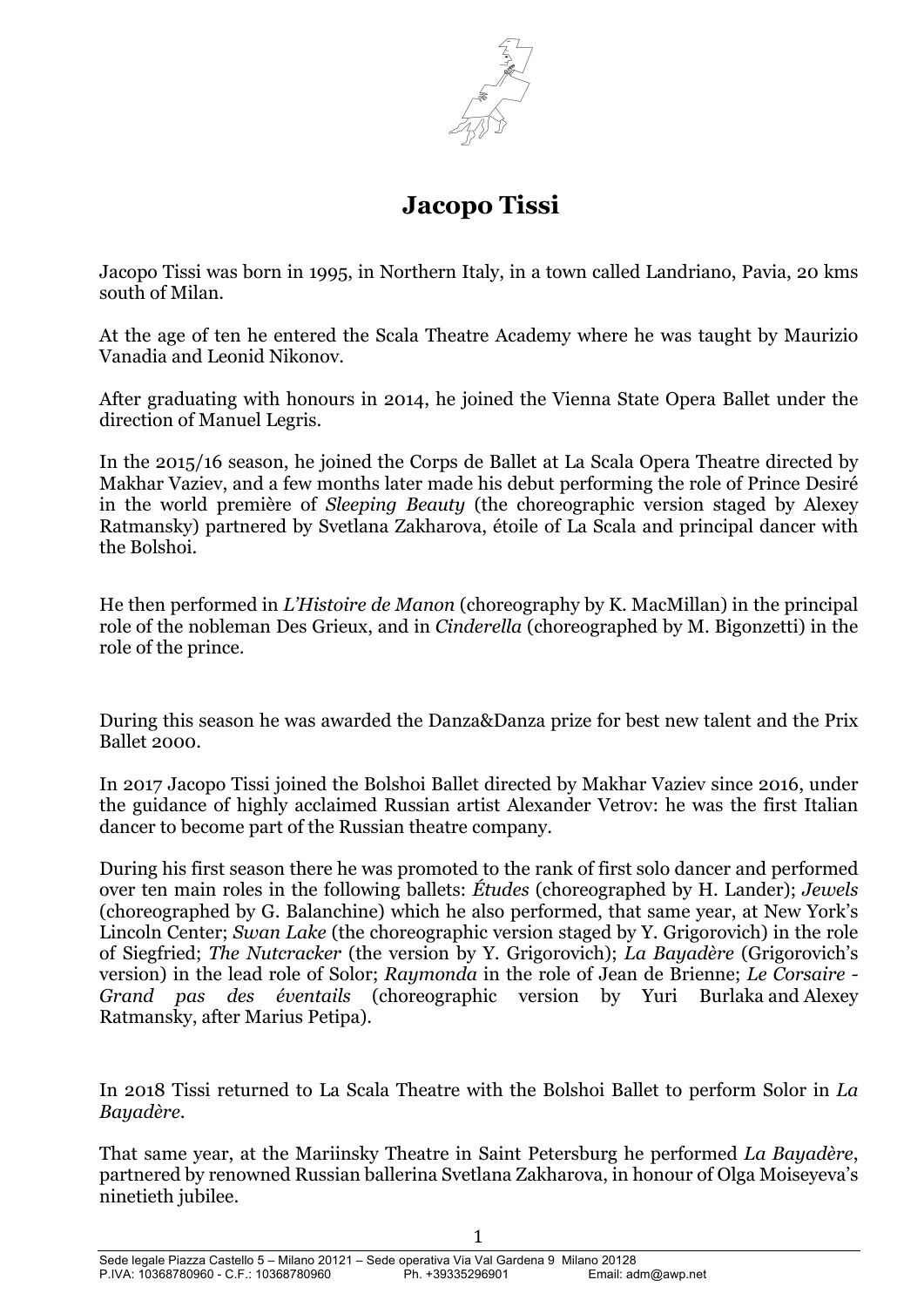# Jacopo Tissi

Jacopo Tissi was born in 1995, in Northern Italy, in a town called Landriano, Pavia, 20 kms south of Milan.

At the age of ten he entered the Scala Theatre Academy where he was taught by Maurizio Vanadia and Leonid Nikonov.

After graduating with honours in 2014, he joined the Vienna State Opera Ballet under the direction of Manuel Legris.

In the 2015/16 season, he joined the Corps de Ballet at La Scala Opera Theatre directed by Makhar Vaziev, and a few months later made his debut performing the role of Prince Desiré in the world première of *Sleeping Beauty* (the choreographic version staged by Alexey Ratmansky) partnered by Svetlana Zakharova, étoile of La Scala and principal dancer with the Bolshoi.

He then performed in *L'Histoire de Manon* (choreography by K. MacMillan) in the principal role of the nobleman Des Grieux, and in *Cinderella* (choreographed by M. Bigonzetti) in the role of the prince.

During this season he was awarded the Danza&Danza prize for best new talent and the Prix Ballet 2000.

In 2017 Jacopo Tissi joined the Bolshoi Ballet directed by Makhar Vaziev since 2016, under the guidance of highly acclaimed Russian artist Alexander Vetrov: he was the first Italian dancer to become part of the Russian theatre company.

During his first season there he was promoted to the rank of first solo dancer and performed over ten main roles in the following ballets: *Études* (choreographed by H. Lander); *Jewels* (choreographed by G. Balanchine) which he also performed, that same year, at New York's Lincoln Center; *Swan Lake* (the choreographic version staged by Y. Grigorovich) in the role of Siegfried; *The Nutcracker* (the version by Y. Grigorovich); *La Bayadère* (Grigorovich's version) in the lead role of Solor; *Raymonda* in the role of Jean de Brienne; *Le Corsaire - Grand pas des éventails* (choreographic version by Yuri Burlaka and Alexey Ratmansky, after Marius Petipa).

In 2018 Tissi returned to La Scala Theatre with the Bolshoi Ballet to perform Solor in *La Bayadère*.

That same year, at the Mariinsky Theatre in Saint Petersburg he performed *La Bayadère*, partnered by renowned Russian ballerina Svetlana Zakharova, in honour of Olga Moiseyeva's ninetieth jubilee.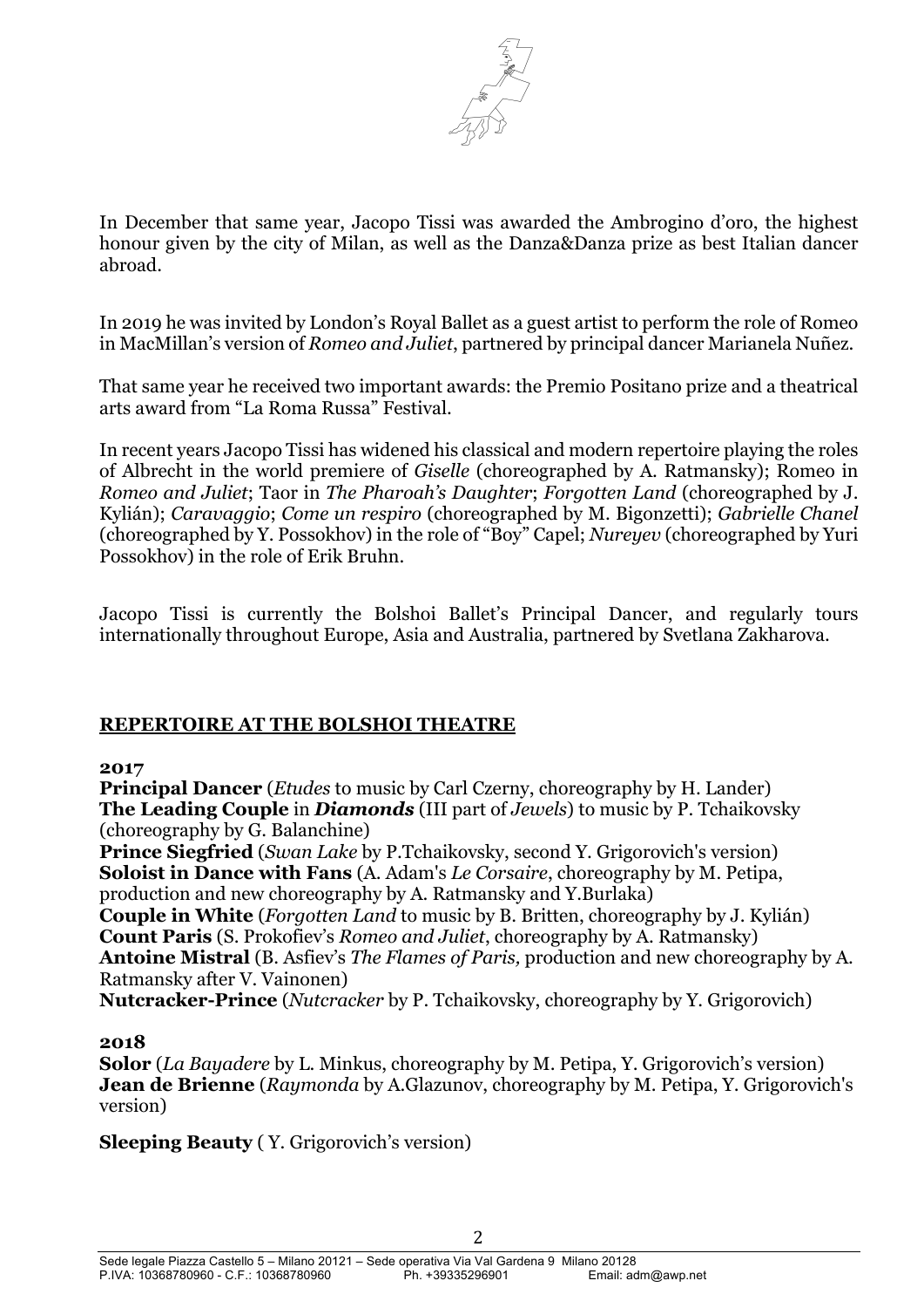In December that same year, Jacopo Tissi was awarded the Ambrogino d'oro, the highest honour given by the city of Milan, as well as the Danza&Danza prize as best Italian dancer abroad.

In 2019 he was invited by London's Royal Ballet as a guest artist to perform the role of Romeo in MacMillan's version of *Romeo and Juliet*, partnered by principal dancer Marianela Nuñez.

That same year he received two important awards: the Premio Positano prize and a theatrical arts award from "La Roma Russa" Festival.

In recent years Jacopo Tissi has widened his classical and modern repertoire playing the roles of Albrecht in the world premiere of *Giselle* (choreographed by A. Ratmansky); Romeo in *Romeo and Juliet*; Taor in *The Pharoah's Daughter*; *Forgotten Land* (choreographed by J. Kylián); *Caravaggio*; *Come un respiro* (choreographed by M. Bigonzetti); *Gabrielle Chanel* (choreographed by Y. Possokhov) in the role of "Boy" Capel; *Nureyev* (choreographed by Yuri Possokhov) in the role of Erik Bruhn.

Jacopo Tissi is currently the Bolshoi Ballet's Principal Dancer, and regularly tours internationally throughout Europe, Asia and Australia, partnered by Svetlana Zakharova.

## REPERTOIRE AT THE BOLSHOI THEATRE

**2017**

**Principal Dancer** (*Etudes* to music by Carl Czerny, choreography by H. Lander)
**The Leading Couple** in ***Diamonds*** (III part of *Jewels*) to music by P. Tchaikovsky (choreography by G. Balanchine)
**Prince Siegfried** (*Swan Lake* by P.Tchaikovsky, second Y. Grigorovich's version)
**Soloist in Dance with Fans** (A. Adam's *Le Corsaire*, choreography by M. Petipa, production and new choreography by A. Ratmansky and Y.Burlaka)
**Couple in White** (*Forgotten Land* to music by B. Britten, choreography by J. Kylián)
**Count Paris** (S. Prokofiev's *Romeo and Juliet*, choreography by A. Ratmansky)
**Antoine Mistral** (B. Asfiev's *The Flames of Paris,* production and new choreography by A. Ratmansky after V. Vainonen)
**Nutcracker-Prince** (*Nutcracker* by P. Tchaikovsky, choreography by Y. Grigorovich)

**2018**

**Solor** (*La Bayadere* by L. Minkus, choreography by M. Petipa, Y. Grigorovich's version)
**Jean de Brienne** (*Raymonda* by A.Glazunov, choreography by M. Petipa, Y. Grigorovich's version)

**Sleeping Beauty** ( Y. Grigorovich's version)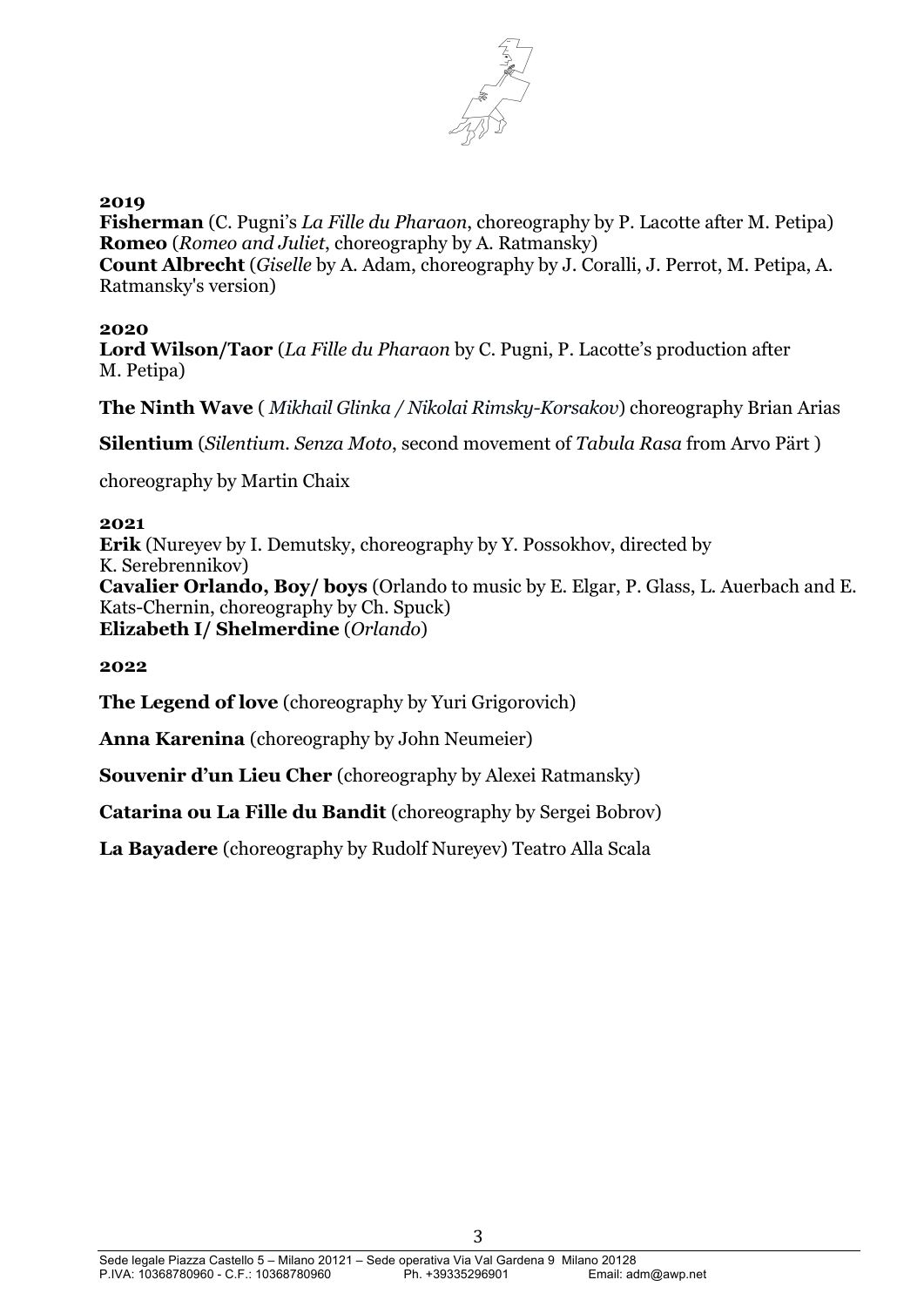**2019**

**Fisherman** (C. Pugni's *La Fille du Pharaon*, choreography by P. Lacotte after M. Petipa)
**Romeo** (*Romeo and Juliet*, choreography by A. Ratmansky)
**Count Albrecht** (*Giselle* by A. Adam, choreography by J. Coralli, J. Perrot, M. Petipa, A. Ratmansky's version)

**2020**

**Lord Wilson/Taor** (*La Fille du Pharaon* by C. Pugni, P. Lacotte's production after M. Petipa)

**The Ninth Wave** ( *Mikhail Glinka / Nikolai Rimsky-Korsakov*) choreography Brian Arias

**Silentium** (*Silentium. Senza Moto*, second movement of *Tabula Rasa* from Arvo Pärt )

choreography by Martin Chaix

**2021**

**Erik** (Nureyev by I. Demutsky, choreography by Y. Possokhov, directed by K. Serebrennikov)
**Cavalier Orlando**, **Boy/ boys** (Orlando to music by E. Elgar, P. Glass, L. Auerbach and E. Kats-Chernin, choreography by Ch. Spuck)
**Elizabeth I/ Shelmerdine** (*Orlando*)

**2022**

**The Legend of love** (choreography by Yuri Grigorovich)

**Anna Karenina** (choreography by John Neumeier)

**Souvenir d'un Lieu Cher** (choreography by Alexei Ratmansky)

**Catarina ou La Fille du Bandit** (choreography by Sergei Bobrov)

**La Bayadere** (choreography by Rudolf Nureyev) Teatro Alla Scala